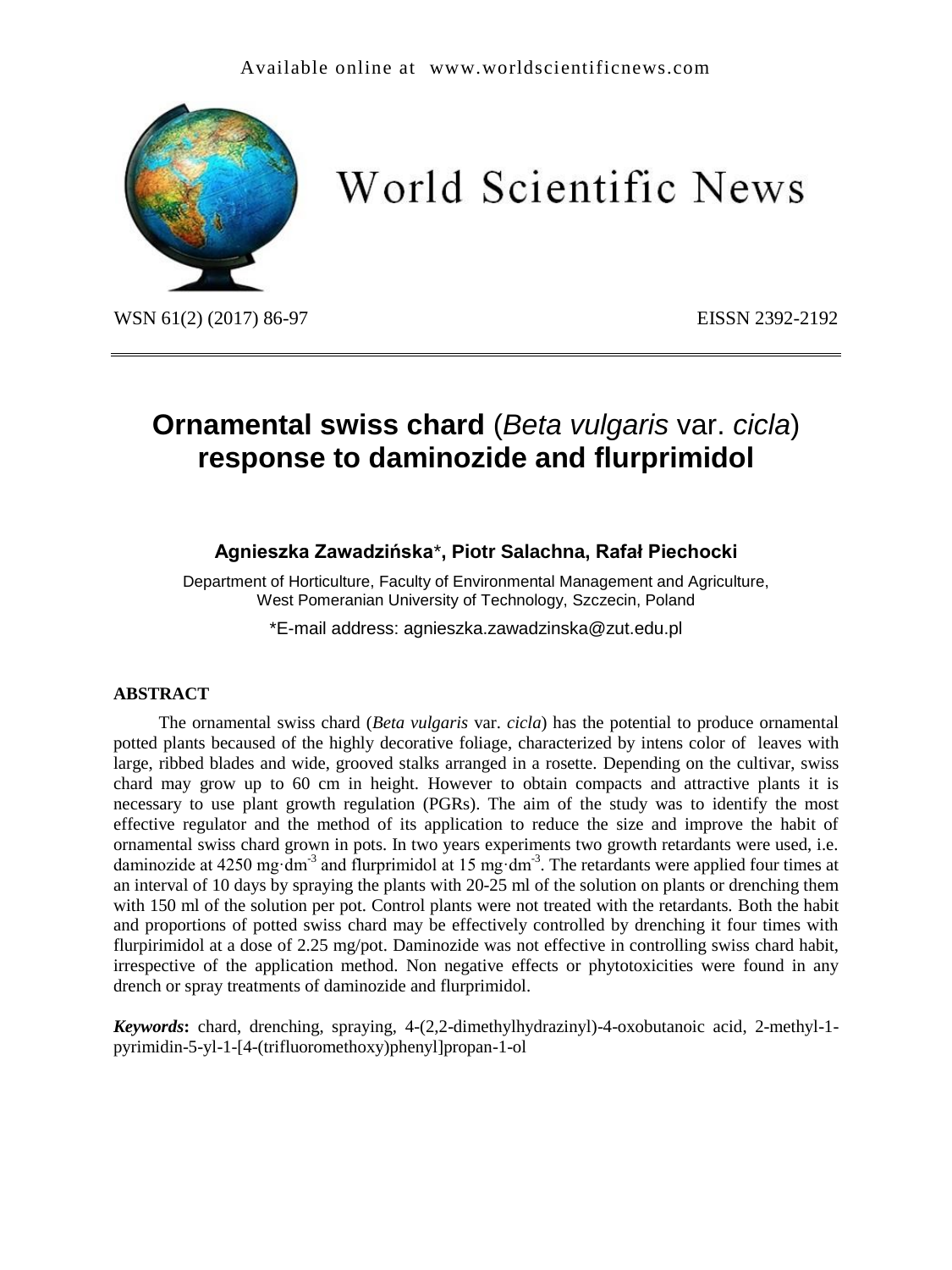# Ornamental swiss chard (*Beta vulgaris* var. *cicla*) response to daminozide and flurprimidol

**Agnieszka Zawadzińska*, Piotr Salachna, Rafał Piechocki**

Department of Horticulture, Faculty of Environmental Management and Agriculture, West Pomeranian University of Technology, Szczecin, Poland

*E-mail address: agnieszka.zawadzinska@zut.edu.pl

## ABSTRACT

The ornamental swiss chard (*Beta vulgaris* var. *cicla*) has the potential to produce ornamental potted plants becaused of the highly decorative foliage, characterized by intens color of leaves with large, ribbed blades and wide, grooved stalks arranged in a rosette. Depending on the cultivar, swiss chard may grow up to 60 cm in height. However to obtain compacts and attractive plants it is necessary to use plant growth regulation (PGRs). The aim of the study was to identify the most effective regulator and the method of its application to reduce the size and improve the habit of ornamental swiss chard grown in pots. In two years experiments two growth retardants were used, i.e. daminozide at 4250 mg·dm$^{-3}$ and flurprimidol at 15 mg·dm$^{-3}$. The retardants were applied four times at an interval of 10 days by spraying the plants with 20-25 ml of the solution on plants or drenching them with 150 ml of the solution per pot. Control plants were not treated with the retardants. Both the habit and proportions of potted swiss chard may be effectively controlled by drenching it four times with flurpirimidol at a dose of 2.25 mg/pot. Daminozide was not effective in controlling swiss chard habit, irrespective of the application method. Non negative effects or phytotoxicities were found in any drench or spray treatments of daminozide and flurprimidol.

***Keywords*:** chard, drenching, spraying, 4-(2,2-dimethylhydrazinyl)-4-oxobutanoic acid, 2-methyl-1-pyrimidin-5-yl-1-[4-(trifluoromethoxy)phenyl]propan-1-ol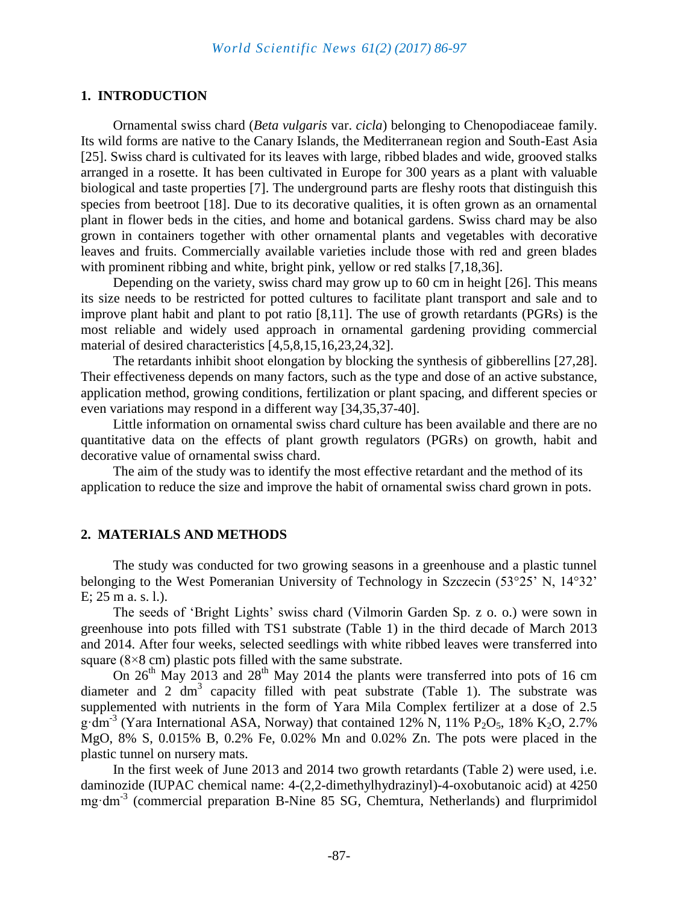## 1. INTRODUCTION

Ornamental swiss chard (*Beta vulgaris* var. *cicla*) belonging to Chenopodiaceae family. Its wild forms are native to the Canary Islands, the Mediterranean region and South-East Asia [25]. Swiss chard is cultivated for its leaves with large, ribbed blades and wide, grooved stalks arranged in a rosette. It has been cultivated in Europe for 300 years as a plant with valuable biological and taste properties [7]. The underground parts are fleshy roots that distinguish this species from beetroot [18]. Due to its decorative qualities, it is often grown as an ornamental plant in flower beds in the cities, and home and botanical gardens. Swiss chard may be also grown in containers together with other ornamental plants and vegetables with decorative leaves and fruits. Commercially available varieties include those with red and green blades with prominent ribbing and white, bright pink, yellow or red stalks [7,18,36].

Depending on the variety, swiss chard may grow up to 60 cm in height [26]. This means its size needs to be restricted for potted cultures to facilitate plant transport and sale and to improve plant habit and plant to pot ratio [8,11]. The use of growth retardants (PGRs) is the most reliable and widely used approach in ornamental gardening providing commercial material of desired characteristics [4,5,8,15,16,23,24,32].

The retardants inhibit shoot elongation by blocking the synthesis of gibberellins [27,28]. Their effectiveness depends on many factors, such as the type and dose of an active substance, application method, growing conditions, fertilization or plant spacing, and different species or even variations may respond in a different way [34,35,37-40].

Little information on ornamental swiss chard culture has been available and there are no quantitative data on the effects of plant growth regulators (PGRs) on growth, habit and decorative value of ornamental swiss chard.

The aim of the study was to identify the most effective retardant and the method of its application to reduce the size and improve the habit of ornamental swiss chard grown in pots.

## 2. MATERIALS AND METHODS

The study was conducted for two growing seasons in a greenhouse and a plastic tunnel belonging to the West Pomeranian University of Technology in Szczecin (53°25' N, 14°32' E; 25 m a. s. l.).

The seeds of 'Bright Lights' swiss chard (Vilmorin Garden Sp. z o. o.) were sown in greenhouse into pots filled with TS1 substrate (Table 1) in the third decade of March 2013 and 2014. After four weeks, selected seedlings with white ribbed leaves were transferred into square (8×8 cm) plastic pots filled with the same substrate.

On 26[th] May 2013 and 28[th] May 2014 the plants were transferred into pots of 16 cm diameter and 2 $dm^3$ capacity filled with peat substrate (Table 1). The substrate was supplemented with nutrients in the form of Yara Mila Complex fertilizer at a dose of 2.5 $g \cdot dm^{-3}$ (Yara International ASA, Norway) that contained 12% N, 11% $P_2O_5$, 18% $K_2O$, 2.7% MgO, 8% S, 0.015% B, 0.2% Fe, 0.02% Mn and 0.02% Zn. The pots were placed in the plastic tunnel on nursery mats.

In the first week of June 2013 and 2014 two growth retardants (Table 2) were used, i.e. daminozide (IUPAC chemical name: 4-(2,2-dimethylhydrazinyl)-4-oxobutanoic acid) at 4250 $mg \cdot dm^{-3}$ (commercial preparation B-Nine 85 SG, Chemtura, Netherlands) and flurprimidol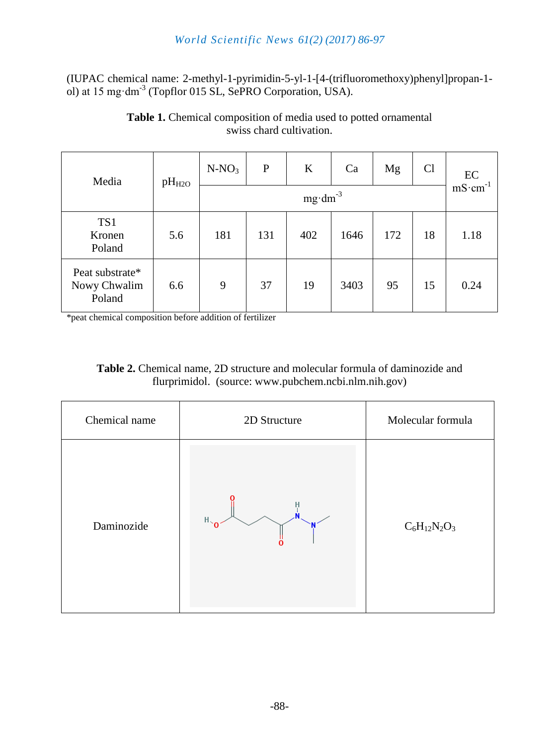(IUPAC chemical name: 2-methyl-1-pyrimidin-5-yl-1-[4-(trifluoromethoxy)phenyl]propan-1-ol) at 15 mg·dm$^{-3}$ (Topflor 015 SL, SePRO Corporation, USA).

**Table 1.** Chemical composition of media used to potted ornamental swiss chard cultivation.

| Media | $pH_{H2O}$ | $N\text{-}NO_3$ | P | K | Ca | Mg | Cl | EC mS·cm$^{-1}$ |
|---|---|---|---|---|---|---|---|---|
| | | mg·dm$^{-3}$ | | | | | | |
| TS1 Kronen Poland | 5.6 | 181 | 131 | 402 | 1646 | 172 | 18 | 1.18 |
| Peat substrate* Nowy Chwalim Poland | 6.6 | 9 | 37 | 19 | 3403 | 95 | 15 | 0.24 |

*peat chemical composition before addition of fertilizer

**Table 2.** Chemical name, 2D structure and molecular formula of daminozide and flurprimidol. (source: www.pubchem.ncbi.nlm.nih.gov)

| Chemical name | 2D Structure | Molecular formula |
|---|---|---|
| Daminozide | | $C_6H_{12}N_2O_3$ |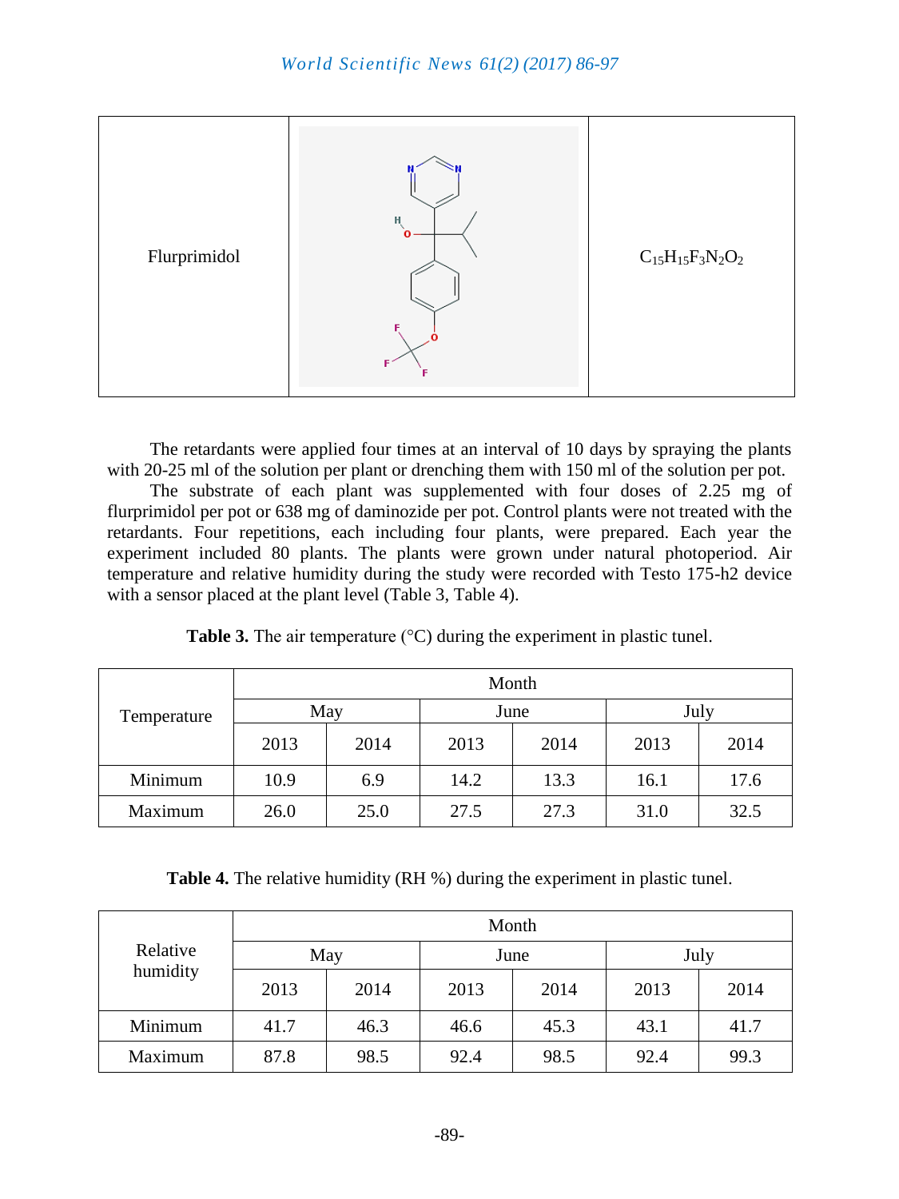| Flurprimidol | | $C_{15}H_{15}F_3N_2O_2$ |
|---|---|---|

The retardants were applied four times at an interval of 10 days by spraying the plants with 20-25 ml of the solution per plant or drenching them with 150 ml of the solution per pot.

The substrate of each plant was supplemented with four doses of 2.25 mg of flurprimidol per pot or 638 mg of daminozide per pot. Control plants were not treated with the retardants. Four repetitions, each including four plants, were prepared. Each year the experiment included 80 plants. The plants were grown under natural photoperiod. Air temperature and relative humidity during the study were recorded with Testo 175-h2 device with a sensor placed at the plant level (Table 3, Table 4).

**Table 3.** The air temperature (°C) during the experiment in plastic tunel.

| Temperature | Month | | | | | |
|---|---|---|---|---|---|---|
| | May | | June | | July | |
| | 2013 | 2014 | 2013 | 2014 | 2013 | 2014 |
| Minimum | 10.9 | 6.9 | 14.2 | 13.3 | 16.1 | 17.6 |
| Maximum | 26.0 | 25.0 | 27.5 | 27.3 | 31.0 | 32.5 |

**Table 4.** The relative humidity (RH %) during the experiment in plastic tunel.

| Relative humidity | Month | | | | | |
|---|---|---|---|---|---|---|
| | May | | June | | July | |
| | 2013 | 2014 | 2013 | 2014 | 2013 | 2014 |
| Minimum | 41.7 | 46.3 | 46.6 | 45.3 | 43.1 | 41.7 |
| Maximum | 87.8 | 98.5 | 92.4 | 98.5 | 92.4 | 99.3 |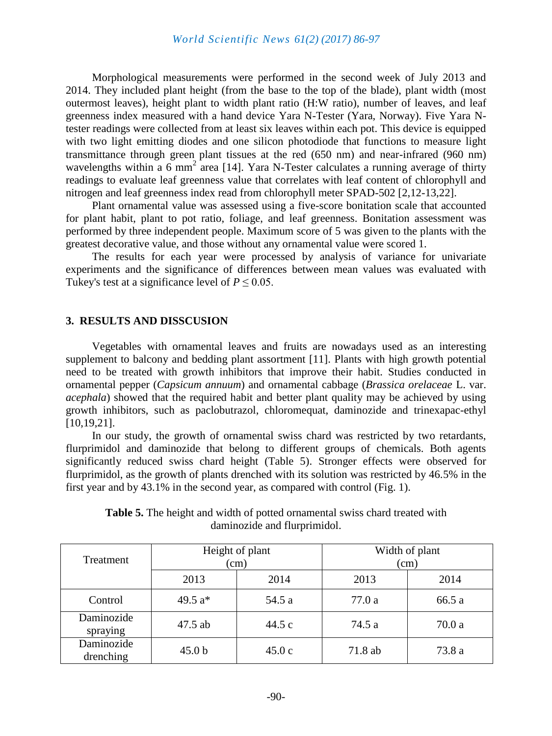Morphological measurements were performed in the second week of July 2013 and 2014. They included plant height (from the base to the top of the blade), plant width (most outermost leaves), height plant to width plant ratio (H:W ratio), number of leaves, and leaf greenness index measured with a hand device Yara N-Tester (Yara, Norway). Five Yara N-tester readings were collected from at least six leaves within each pot. This device is equipped with two light emitting diodes and one silicon photodiode that functions to measure light transmittance through green plant tissues at the red (650 nm) and near-infrared (960 nm) wavelengths within a 6 $mm^2$ area [14]. Yara N-Tester calculates a running average of thirty readings to evaluate leaf greenness value that correlates with leaf content of chlorophyll and nitrogen and leaf greenness index read from chlorophyll meter SPAD-502 [2,12-13,22].

Plant ornamental value was assessed using a five-score bonitation scale that accounted for plant habit, plant to pot ratio, foliage, and leaf greenness. Bonitation assessment was performed by three independent people. Maximum score of 5 was given to the plants with the greatest decorative value, and those without any ornamental value were scored 1.

The results for each year were processed by analysis of variance for univariate experiments and the significance of differences between mean values was evaluated with Tukey's test at a significance level of $P \leq 0.05$.

## 3. RESULTS AND DISSCUSION

Vegetables with ornamental leaves and fruits are nowadays used as an interesting supplement to balcony and bedding plant assortment [11]. Plants with high growth potential need to be treated with growth inhibitors that improve their habit. Studies conducted in ornamental pepper (*Capsicum annuum*) and ornamental cabbage (*Brassica orelaceae* L. var. *acephala*) showed that the required habit and better plant quality may be achieved by using growth inhibitors, such as paclobutrazol, chloromequat, daminozide and trinexapac-ethyl [10,19,21].

In our study, the growth of ornamental swiss chard was restricted by two retardants, flurprimidol and daminozide that belong to different groups of chemicals. Both agents significantly reduced swiss chard height (Table 5). Stronger effects were observed for flurprimidol, as the growth of plants drenched with its solution was restricted by 46.5% in the first year and by 43.1% in the second year, as compared with control (Fig. 1).

**Table 5.** The height and width of potted ornamental swiss chard treated with daminozide and flurprimidol.

| Treatment | Height of plant (cm) | | Width of plant (cm) | |
|---|---|---|---|---|
| | 2013 | 2014 | 2013 | 2014 |
| Control | 49.5 a* | 54.5 a | 77.0 a | 66.5 a |
| Daminozide spraying | 47.5 ab | 44.5 c | 74.5 a | 70.0 a |
| Daminozide drenching | 45.0 b | 45.0 c | 71.8 ab | 73.8 a |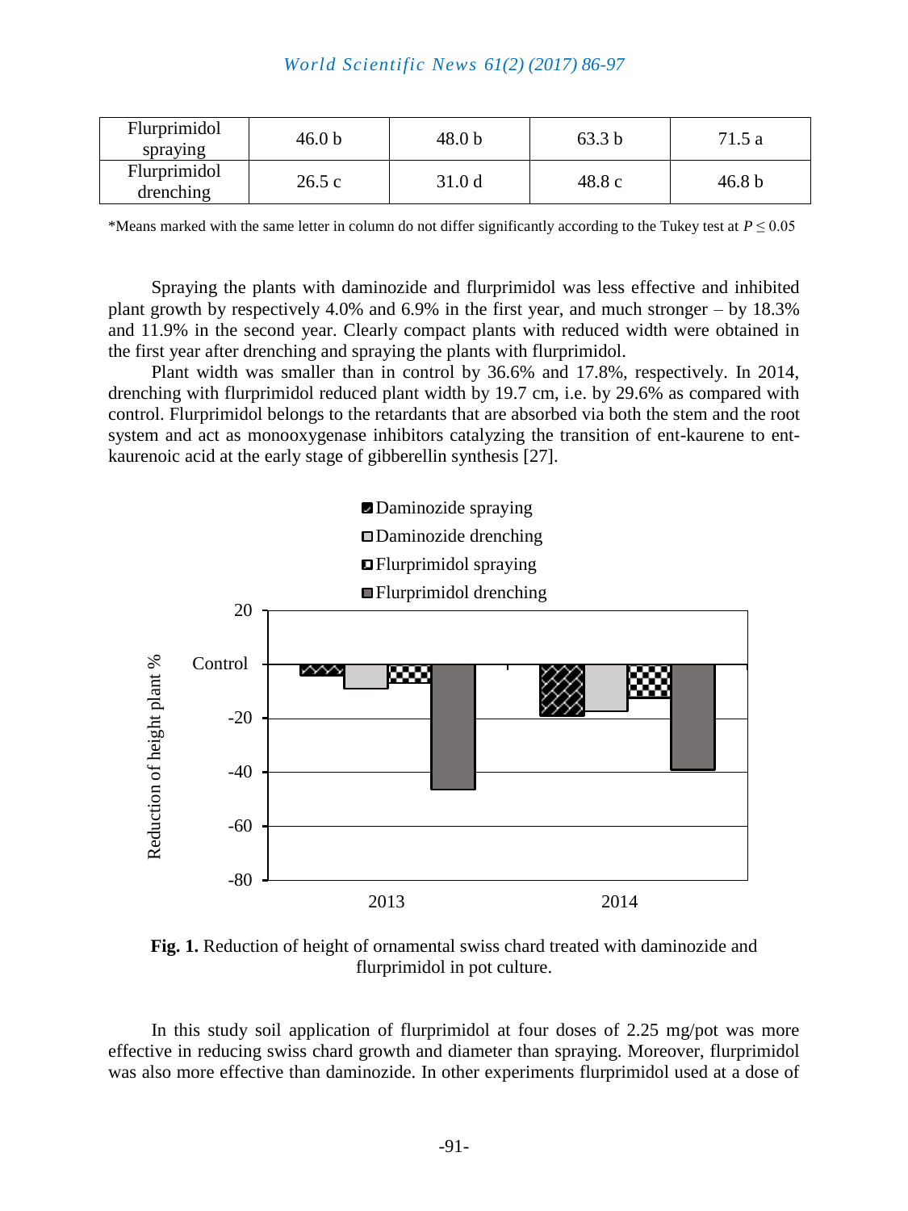| Flurprimidol spraying | 46.0 b | 48.0 b | 63.3 b | 71.5 a |
|---|---|---|---|---|
| Flurprimidol drenching | 26.5 c | 31.0 d | 48.8 c | 46.8 b |

*Means marked with the same letter in column do not differ significantly according to the Tukey test at $P \leq 0.05$

Spraying the plants with daminozide and flurprimidol was less effective and inhibited plant growth by respectively 4.0% and 6.9% in the first year, and much stronger – by 18.3% and 11.9% in the second year. Clearly compact plants with reduced width were obtained in the first year after drenching and spraying the plants with flurprimidol.

Plant width was smaller than in control by 36.6% and 17.8%, respectively. In 2014, drenching with flurprimidol reduced plant width by 19.7 cm, i.e. by 29.6% as compared with control. Flurprimidol belongs to the retardants that are absorbed via both the stem and the root system and act as monooxygenase inhibitors catalyzing the transition of ent-kaurene to ent-kaurenoic acid at the early stage of gibberellin synthesis [27].

**Fig. 1.** Reduction of height of ornamental swiss chard treated with daminozide and flurprimidol in pot culture.

In this study soil application of flurprimidol at four doses of 2.25 mg/pot was more effective in reducing swiss chard growth and diameter than spraying. Moreover, flurprimidol was also more effective than daminozide. In other experiments flurprimidol used at a dose of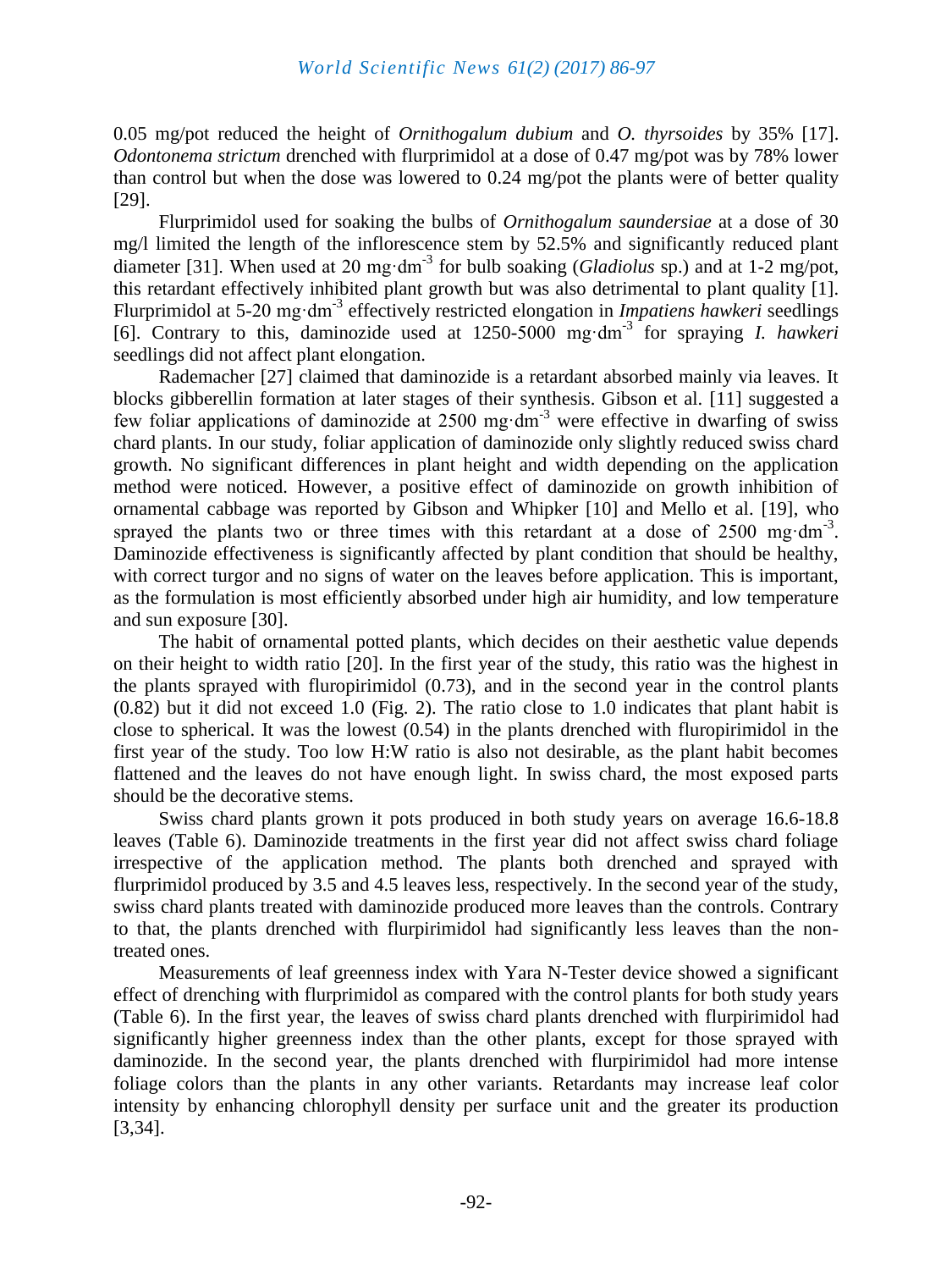0.05 mg/pot reduced the height of *Ornithogalum dubium* and *O. thyrsoides* by 35% [17]. *Odontonema strictum* drenched with flurprimidol at a dose of 0.47 mg/pot was by 78% lower than control but when the dose was lowered to 0.24 mg/pot the plants were of better quality [29].

Flurprimidol used for soaking the bulbs of *Ornithogalum saundersiae* at a dose of 30 mg/l limited the length of the inflorescence stem by 52.5% and significantly reduced plant diameter [31]. When used at 20 mg·dm$^{-3}$ for bulb soaking (*Gladiolus* sp.) and at 1-2 mg/pot, this retardant effectively inhibited plant growth but was also detrimental to plant quality [1]. Flurprimidol at 5-20 mg·dm$^{-3}$ effectively restricted elongation in *Impatiens hawkeri* seedlings [6]. Contrary to this, daminozide used at 1250-5000 mg·dm$^{-3}$ for spraying *I. hawkeri* seedlings did not affect plant elongation.

Rademacher [27] claimed that daminozide is a retardant absorbed mainly via leaves. It blocks gibberellin formation at later stages of their synthesis. Gibson et al. [11] suggested a few foliar applications of daminozide at 2500 mg·dm$^{-3}$ were effective in dwarfing of swiss chard plants. In our study, foliar application of daminozide only slightly reduced swiss chard growth. No significant differences in plant height and width depending on the application method were noticed. However, a positive effect of daminozide on growth inhibition of ornamental cabbage was reported by Gibson and Whipker [10] and Mello et al. [19], who sprayed the plants two or three times with this retardant at a dose of 2500 mg·dm$^{-3}$. Daminozide effectiveness is significantly affected by plant condition that should be healthy, with correct turgor and no signs of water on the leaves before application. This is important, as the formulation is most efficiently absorbed under high air humidity, and low temperature and sun exposure [30].

The habit of ornamental potted plants, which decides on their aesthetic value depends on their height to width ratio [20]. In the first year of the study, this ratio was the highest in the plants sprayed with flurpirimidol (0.73), and in the second year in the control plants (0.82) but it did not exceed 1.0 (Fig. 2). The ratio close to 1.0 indicates that plant habit is close to spherical. It was the lowest (0.54) in the plants drenched with flurpirimidol in the first year of the study. Too low H:W ratio is also not desirable, as the plant habit becomes flattened and the leaves do not have enough light. In swiss chard, the most exposed parts should be the decorative stems.

Swiss chard plants grown it pots produced in both study years on average 16.6-18.8 leaves (Table 6). Daminozide treatments in the first year did not affect swiss chard foliage irrespective of the application method. The plants both drenched and sprayed with flurprimidol produced by 3.5 and 4.5 leaves less, respectively. In the second year of the study, swiss chard plants treated with daminozide produced more leaves than the controls. Contrary to that, the plants drenched with flurpirimidol had significantly less leaves than the non-treated ones.

Measurements of leaf greenness index with Yara N-Tester device showed a significant effect of drenching with flurprimidol as compared with the control plants for both study years (Table 6). In the first year, the leaves of swiss chard plants drenched with flurpirimidol had significantly higher greenness index than the other plants, except for those sprayed with daminozide. In the second year, the plants drenched with flurpirimidol had more intense foliage colors than the plants in any other variants. Retardants may increase leaf color intensity by enhancing chlorophyll density per surface unit and the greater its production [3,34].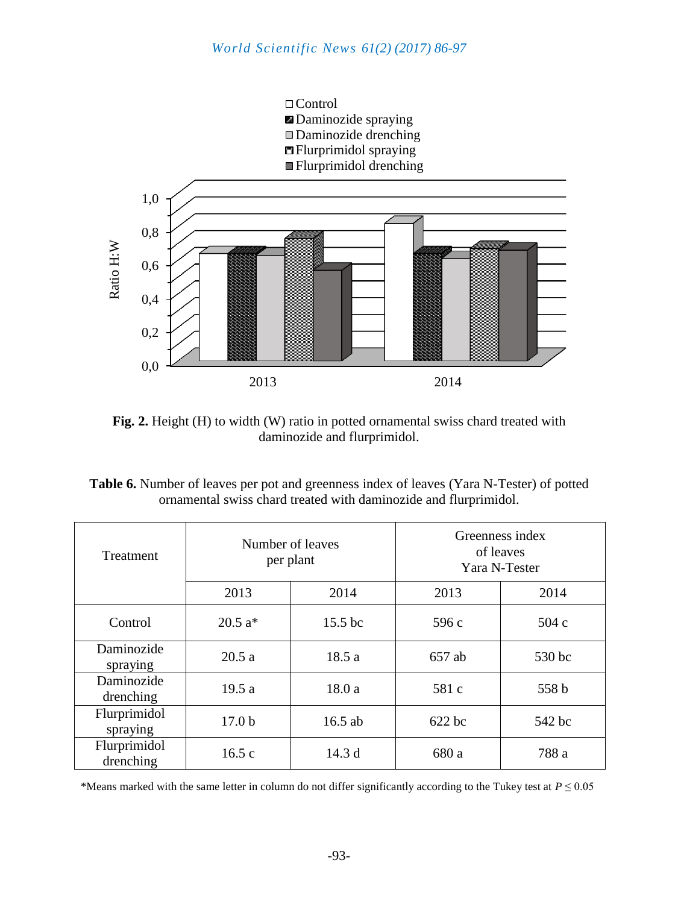**Fig. 2.** Height (H) to width (W) ratio in potted ornamental swiss chard treated with daminozide and flurprimidol.

**Table 6.** Number of leaves per pot and greenness index of leaves (Yara N-Tester) of potted ornamental swiss chard treated with daminozide and flurprimidol.

| Treatment | Number of leaves per plant | | Greenness index of leaves Yara N-Tester | |
|---|---|---|---|---|
| | 2013 | 2014 | 2013 | 2014 |
| Control | 20.5 a* | 15.5 bc | 596 c | 504 c |
| Daminozide spraying | 20.5 a | 18.5 a | 657 ab | 530 bc |
| Daminozide drenching | 19.5 a | 18.0 a | 581 c | 558 b |
| Flurprimidol spraying | 17.0 b | 16.5 ab | 622 bc | 542 bc |
| Flurprimidol drenching | 16.5 c | 14.3 d | 680 a | 788 a |

*Means marked with the same letter in column do not differ significantly according to the Tukey test at $P \leq 0.05$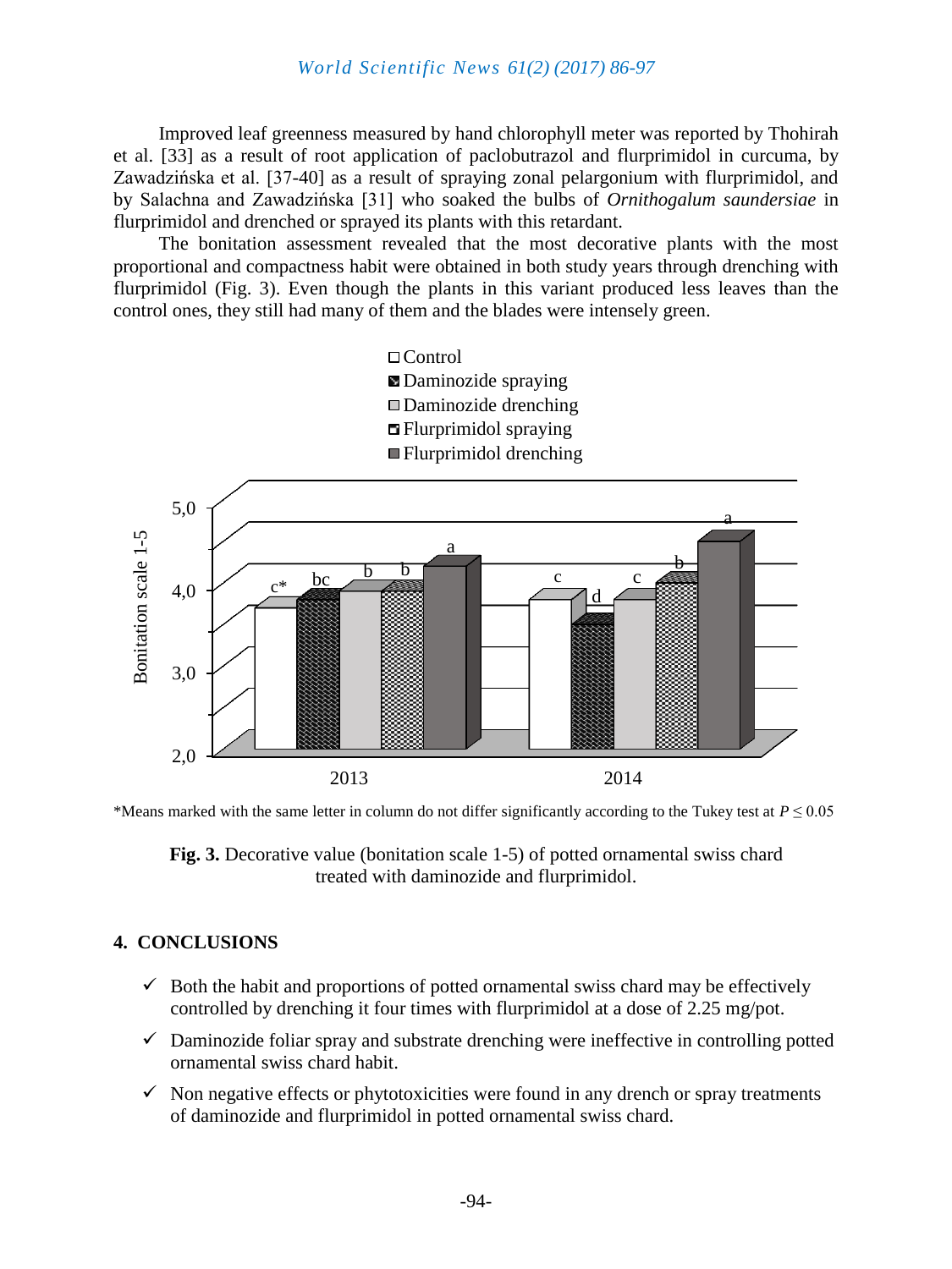Improved leaf greenness measured by hand chlorophyll meter was reported by Thohirah et al. [33] as a result of root application of paclobutrazol and flurprimidol in curcuma, by Zawadzińska et al. [37-40] as a result of spraying zonal pelargonium with flurprimidol, and by Salachna and Zawadzińska [31] who soaked the bulbs of *Ornithogalum saundersiae* in flurprimidol and drenched or sprayed its plants with this retardant.

The bonitation assessment revealed that the most decorative plants with the most proportional and compactness habit were obtained in both study years through drenching with flurprimidol (Fig. 3). Even though the plants in this variant produced less leaves than the control ones, they still had many of them and the blades were intensely green.

*Means marked with the same letter in column do not differ significantly according to the Tukey test at $P \leq 0.05$

**Fig. 3.** Decorative value (bonitation scale 1-5) of potted ornamental swiss chard treated with daminozide and flurprimidol.

## 4. CONCLUSIONS

- ✓ Both the habit and proportions of potted ornamental swiss chard may be effectively controlled by drenching it four times with flurprimidol at a dose of 2.25 mg/pot.
- ✓ Daminozide foliar spray and substrate drenching were ineffective in controlling potted ornamental swiss chard habit.
- ✓ Non negative effects or phytotoxicities were found in any drench or spray treatments of daminozide and flurprimidol in potted ornamental swiss chard.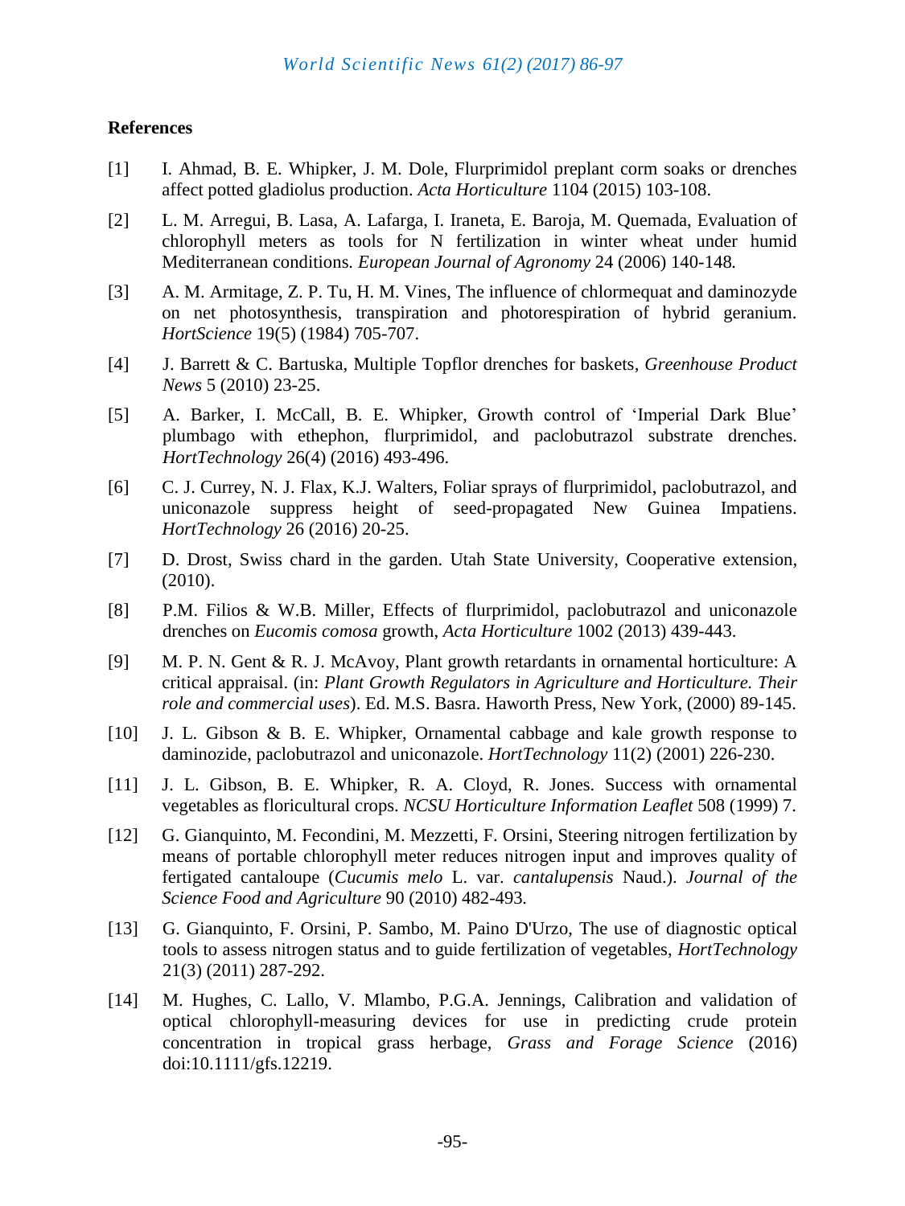## References

[1] I. Ahmad, B. E. Whipker, J. M. Dole, Flurprimidol preplant corm soaks or drenches affect potted gladiolus production. *Acta Horticulture* 1104 (2015) 103-108.

[2] L. M. Arregui, B. Lasa, A. Lafarga, I. Iraneta, E. Baroja, M. Quemada, Evaluation of chlorophyll meters as tools for N fertilization in winter wheat under humid Mediterranean conditions. *European Journal of Agronomy* 24 (2006) 140-148.

[3] A. M. Armitage, Z. P. Tu, H. M. Vines, The influence of chlormequat and daminozyde on net photosynthesis, transpiration and photorespiration of hybrid geranium. *HortScience* 19(5) (1984) 705-707.

[4] J. Barrett & C. Bartuska, Multiple Topflor drenches for baskets, *Greenhouse Product News* 5 (2010) 23-25.

[5] A. Barker, I. McCall, B. E. Whipker, Growth control of 'Imperial Dark Blue' plumbago with ethephon, flurprimidol, and paclobutrazol substrate drenches. *HortTechnology* 26(4) (2016) 493-496.

[6] C. J. Currey, N. J. Flax, K.J. Walters, Foliar sprays of flurprimidol, paclobutrazol, and uniconazole suppress height of seed-propagated New Guinea Impatiens. *HortTechnology* 26 (2016) 20-25.

[7] D. Drost, Swiss chard in the garden. Utah State University, Cooperative extension, (2010).

[8] P.M. Filios & W.B. Miller, Effects of flurprimidol, paclobutrazol and uniconazole drenches on *Eucomis comosa* growth, *Acta Horticulture* 1002 (2013) 439-443.

[9] M. P. N. Gent & R. J. McAvoy, Plant growth retardants in ornamental horticulture: A critical appraisal. (in: *Plant Growth Regulators in Agriculture and Horticulture. Their role and commercial uses*). Ed. M.S. Basra. Haworth Press, New York, (2000) 89-145.

[10] J. L. Gibson & B. E. Whipker, Ornamental cabbage and kale growth response to daminozide, paclobutrazol and uniconazole. *HortTechnology* 11(2) (2001) 226-230.

[11] J. L. Gibson, B. E. Whipker, R. A. Cloyd, R. Jones. Success with ornamental vegetables as floricultural crops. *NCSU Horticulture Information Leaflet* 508 (1999) 7.

[12] G. Gianquinto, M. Fecondini, M. Mezzetti, F. Orsini, Steering nitrogen fertilization by means of portable chlorophyll meter reduces nitrogen input and improves quality of fertigated cantaloupe (*Cucumis melo* L. var. *cantalupensis* Naud.). *Journal of the Science Food and Agriculture* 90 (2010) 482-493.

[13] G. Gianquinto, F. Orsini, P. Sambo, M. Paino D'Urzo, The use of diagnostic optical tools to assess nitrogen status and to guide fertilization of vegetables, *HortTechnology* 21(3) (2011) 287-292.

[14] M. Hughes, C. Lallo, V. Mlambo, P.G.A. Jennings, Calibration and validation of optical chlorophyll-measuring devices for use in predicting crude protein concentration in tropical grass herbage, *Grass and Forage Science* (2016) doi:10.1111/gfs.12219.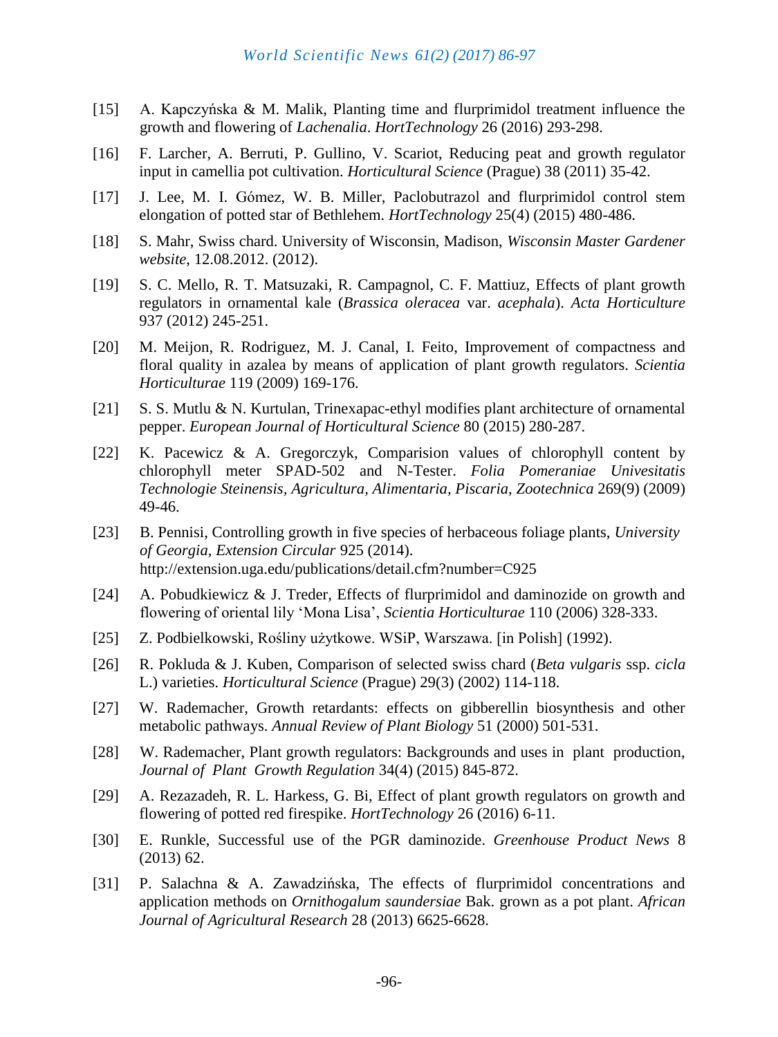[15] A. Kapczyńska & M. Malik, Planting time and flurprimidol treatment influence the growth and flowering of *Lachenalia*. *HortTechnology* 26 (2016) 293-298.

[16] F. Larcher, A. Berruti, P. Gullino, V. Scariot, Reducing peat and growth regulator input in camellia pot cultivation. *Horticultural Science* (Prague) 38 (2011) 35-42.

[17] J. Lee, M. I. Gómez, W. B. Miller, Paclobutrazol and flurprimidol control stem elongation of potted star of Bethlehem. *HortTechnology* 25(4) (2015) 480-486.

[18] S. Mahr, Swiss chard. University of Wisconsin, Madison, *Wisconsin Master Gardener website*, 12.08.2012. (2012).

[19] S. C. Mello, R. T. Matsuzaki, R. Campagnol, C. F. Mattiuz, Effects of plant growth regulators in ornamental kale (*Brassica oleracea* var. *acephala*). *Acta Horticulture* 937 (2012) 245-251.

[20] M. Meijon, R. Rodriguez, M. J. Canal, I. Feito, Improvement of compactness and floral quality in azalea by means of application of plant growth regulators. *Scientia Horticulturae* 119 (2009) 169-176.

[21] S. S. Mutlu & N. Kurtulan, Trinexapac-ethyl modifies plant architecture of ornamental pepper. *European Journal of Horticultural Science* 80 (2015) 280-287.

[22] K. Pacewicz & A. Gregorczyk, Comparision values of chlorophyll content by chlorophyll meter SPAD-502 and N-Tester. *Folia Pomeraniae Univesitatis Technologie Steinensis, Agricultura, Alimentaria, Piscaria, Zootechnica* 269(9) (2009) 49-46.

[23] B. Pennisi, Controlling growth in five species of herbaceous foliage plants, *University of Georgia, Extension Circular* 925 (2014). http://extension.uga.edu/publications/detail.cfm?number=C925

[24] A. Pobudkiewicz & J. Treder, Effects of flurprimidol and daminozide on growth and flowering of oriental lily 'Mona Lisa', *Scientia Horticulturae* 110 (2006) 328-333.

[25] Z. Podbielkowski, Rośliny użytkowe. WSiP, Warszawa. [in Polish] (1992).

[26] R. Pokluda & J. Kuben, Comparison of selected swiss chard (*Beta vulgaris* ssp. *cicla* L.) varieties. *Horticultural Science* (Prague) 29(3) (2002) 114-118.

[27] W. Rademacher, Growth retardants: effects on gibberellin biosynthesis and other metabolic pathways. *Annual Review of Plant Biology* 51 (2000) 501-531.

[28] W. Rademacher, Plant growth regulators: Backgrounds and uses in plant production, *Journal of Plant Growth Regulation* 34(4) (2015) 845-872.

[29] A. Rezazadeh, R. L. Harkess, G. Bi, Effect of plant growth regulators on growth and flowering of potted red firespike. *HortTechnology* 26 (2016) 6-11.

[30] E. Runkle, Successful use of the PGR daminozide. *Greenhouse Product News* 8 (2013) 62.

[31] P. Salachna & A. Zawadzińska, The effects of flurprimidol concentrations and application methods on *Ornithogalum saundersiae* Bak. grown as a pot plant. *African Journal of Agricultural Research* 28 (2013) 6625-6628.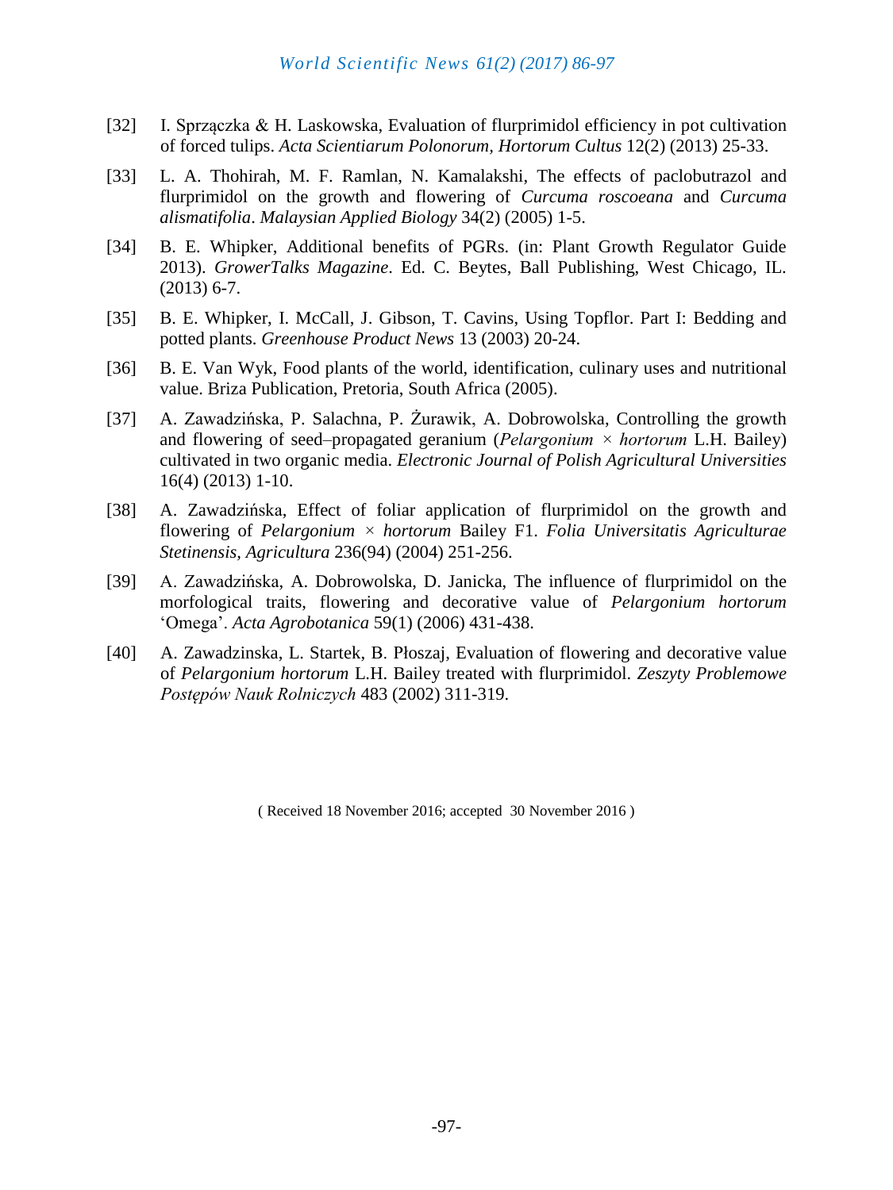[32] I. Sprzączka & H. Laskowska, Evaluation of flurprimidol efficiency in pot cultivation of forced tulips. *Acta Scientiarum Polonorum, Hortorum Cultus* 12(2) (2013) 25-33.

[33] L. A. Thohirah, M. F. Ramlan, N. Kamalakshi, The effects of paclobutrazol and flurprimidol on the growth and flowering of *Curcuma roscoeana* and *Curcuma alismatifolia*. *Malaysian Applied Biology* 34(2) (2005) 1-5.

[34] B. E. Whipker, Additional benefits of PGRs. (in: Plant Growth Regulator Guide 2013). *GrowerTalks Magazine*. Ed. C. Beytes, Ball Publishing, West Chicago, IL. (2013) 6-7.

[35] B. E. Whipker, I. McCall, J. Gibson, T. Cavins, Using Topflor. Part I: Bedding and potted plants. *Greenhouse Product News* 13 (2003) 20-24.

[36] B. E. Van Wyk, Food plants of the world, identification, culinary uses and nutritional value. Briza Publication, Pretoria, South Africa (2005).

[37] A. Zawadzińska, P. Salachna, P. Żurawik, A. Dobrowolska, Controlling the growth and flowering of seed–propagated geranium (*Pelargonium × hortorum* L.H. Bailey) cultivated in two organic media. *Electronic Journal of Polish Agricultural Universities* 16(4) (2013) 1-10.

[38] A. Zawadzińska, Effect of foliar application of flurprimidol on the growth and flowering of *Pelargonium × hortorum* Bailey F1. *Folia Universitatis Agriculturae Stetinensis, Agricultura* 236(94) (2004) 251-256.

[39] A. Zawadzińska, A. Dobrowolska, D. Janicka, The influence of flurprimidol on the morfological traits, flowering and decorative value of *Pelargonium hortorum* 'Omega'. *Acta Agrobotanica* 59(1) (2006) 431-438.

[40] A. Zawadzinska, L. Startek, B. Płoszaj, Evaluation of flowering and decorative value of *Pelargonium hortorum* L.H. Bailey treated with flurprimidol. *Zeszyty Problemowe Postępów Nauk Rolniczych* 483 (2002) 311-319.

( Received 18 November 2016; accepted 30 November 2016 )